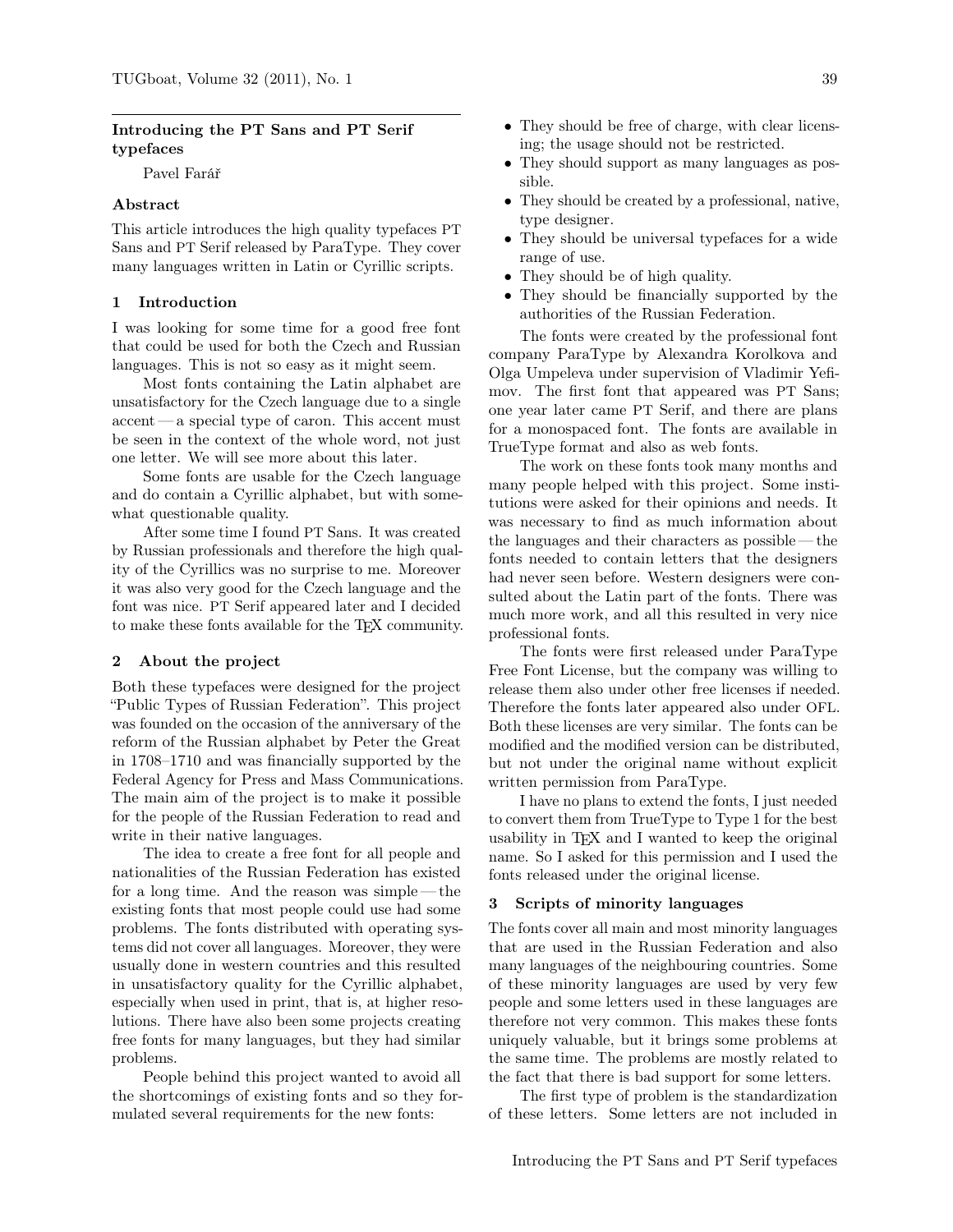# Introducing the PT Sans and PT Serif typefaces

Pavel Farář

## Abstract

This article introduces the high quality typefaces PT Sans and PT Serif released by ParaType. They cover many languages written in Latin or Cyrillic scripts.

## 1 Introduction

I was looking for some time for a good free font that could be used for both the Czech and Russian languages. This is not so easy as it might seem.

Most fonts containing the Latin alphabet are unsatisfactory for the Czech language due to a single accent — a special type of caron. This accent must be seen in the context of the whole word, not just one letter. We will see more about this later.

Some fonts are usable for the Czech language and do contain a Cyrillic alphabet, but with somewhat questionable quality.

After some time I found PT Sans. It was created by Russian professionals and therefore the high quality of the Cyrillics was no surprise to me. Moreover it was also very good for the Czech language and the font was nice. PT Serif appeared later and I decided to make these fonts available for the TEX community.

## 2 About the project

Both these typefaces were designed for the project "Public Types of Russian Federation". This project was founded on the occasion of the anniversary of the reform of the Russian alphabet by Peter the Great in 1708–1710 and was financially supported by the Federal Agency for Press and Mass Communications. The main aim of the project is to make it possible for the people of the Russian Federation to read and write in their native languages.

The idea to create a free font for all people and nationalities of the Russian Federation has existed for a long time. And the reason was simple — the existing fonts that most people could use had some problems. The fonts distributed with operating systems did not cover all languages. Moreover, they were usually done in western countries and this resulted in unsatisfactory quality for the Cyrillic alphabet, especially when used in print, that is, at higher resolutions. There have also been some projects creating free fonts for many languages, but they had similar problems.

People behind this project wanted to avoid all the shortcomings of existing fonts and so they formulated several requirements for the new fonts:

- They should be free of charge, with clear licensing; the usage should not be restricted.
- They should support as many languages as possible.
- They should be created by a professional, native, type designer.
- They should be universal typefaces for a wide range of use.
- They should be of high quality.
- They should be financially supported by the authorities of the Russian Federation.

The fonts were created by the professional font company ParaType by Alexandra Korolkova and Olga Umpeleva under supervision of Vladimir Yefimov. The first font that appeared was PT Sans; one year later came PT Serif, and there are plans for a monospaced font. The fonts are available in TrueType format and also as web fonts.

The work on these fonts took many months and many people helped with this project. Some institutions were asked for their opinions and needs. It was necessary to find as much information about the languages and their characters as possible — the fonts needed to contain letters that the designers had never seen before. Western designers were consulted about the Latin part of the fonts. There was much more work, and all this resulted in very nice professional fonts.

The fonts were first released under ParaType Free Font License, but the company was willing to release them also under other free licenses if needed. Therefore the fonts later appeared also under OFL. Both these licenses are very similar. The fonts can be modified and the modified version can be distributed, but not under the original name without explicit written permission from ParaType.

I have no plans to extend the fonts, I just needed to convert them from TrueType to Type 1 for the best usability in TEX and I wanted to keep the original name. So I asked for this permission and I used the fonts released under the original license.

## 3 Scripts of minority languages

The fonts cover all main and most minority languages that are used in the Russian Federation and also many languages of the neighbouring countries. Some of these minority languages are used by very few people and some letters used in these languages are therefore not very common. This makes these fonts uniquely valuable, but it brings some problems at the same time. The problems are mostly related to the fact that there is bad support for some letters.

The first type of problem is the standardization of these letters. Some letters are not included in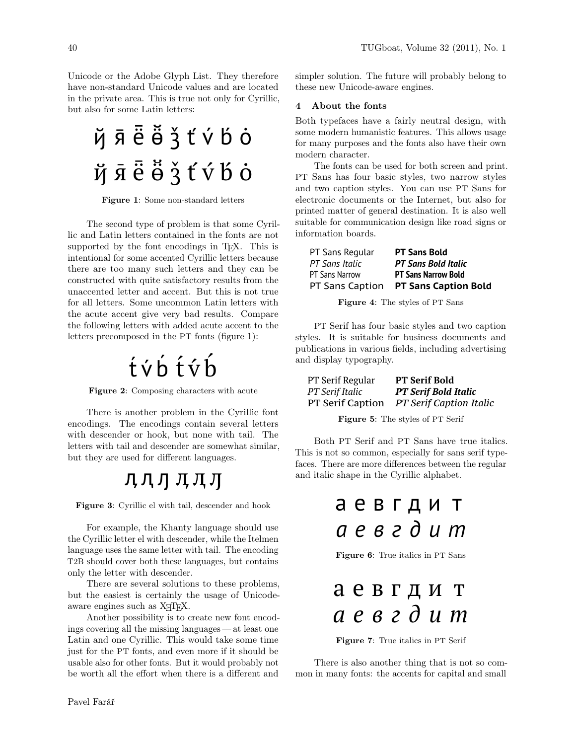Unicode or the Adobe Glyph List. They therefore have non-standard Unicode values and are located in the private area. This is true not only for Cyrillic, but also for some Latin letters:

ў̆ я̄ ё̄ ө̆̈ ǯ ť́ v́ б́ ȯ

ў̆ я̄ ё̄ ө̆̈ ǯ ť́ v́ б́ ȯ

**Figure 1**: Some non-standard letters

The second type of problem is that some Cyrillic and Latin letters contained in the fonts are not supported by the font encodings in TEX. This is intentional for some accented Cyrillic letters because there are too many such letters and they can be constructed with quite satisfactory results from the unaccented letter and accent. But this is not true for all letters. Some uncommon Latin letters with the acute accent give very bad results. Compare the following letters with added acute accent to the letters precomposed in the PT fonts (figure 1):

t́ v́ б́ t́ v́ б́

**Figure 2**: Composing characters with acute

There is another problem in the Cyrillic font encodings. The encodings contain several letters with descender or hook, but none with tail. The letters with tail and descender are somewhat similar, but they are used for different languages.

ԓ ԯ ӆ ԓ ԯ ӆ

**Figure 3**: Cyrillic el with tail, descender and hook

For example, the Khanty language should use the Cyrillic letter el with descender, while the Itelmen language uses the same letter with tail. The encoding T2B should cover both these languages, but contains only the letter with descender.

There are several solutions to these problems, but the easiest is certainly the usage of Unicode-aware engines such as XƎTEX.

Another possibility is to create new font encodings covering all the missing languages — at least one Latin and one Cyrillic. This would take some time just for the PT fonts, and even more if it should be usable also for other fonts. But it would probably not be worth all the effort when there is a different and simpler solution. The future will probably belong to these new Unicode-aware engines.

## 4 About the fonts

Both typefaces have a fairly neutral design, with some modern humanistic features. This allows usage for many purposes and the fonts also have their own modern character.

The fonts can be used for both screen and print. PT Sans has four basic styles, two narrow styles and two caption styles. You can use PT Sans for electronic documents or the Internet, but also for printed matter of general destination. It is also well suitable for communication design like road signs or information boards.

| | |
|---|---|
| PT Sans Regular | **PT Sans Bold** |
| *PT Sans Italic* | ***PT Sans Bold Italic*** |
| PT Sans Narrow | **PT Sans Narrow Bold** |
| PT Sans Caption | **PT Sans Caption Bold** |

**Figure 4**: The styles of PT Sans

PT Serif has four basic styles and two caption styles. It is suitable for business documents and publications in various fields, including advertising and display typography.

| | |
|---|---|
| PT Serif Regular | **PT Serif Bold** |
| *PT Serif Italic* | ***PT Serif Bold Italic*** |
| PT Serif Caption | *PT Serif Caption Italic* |

**Figure 5**: The styles of PT Serif

Both PT Serif and PT Sans have true italics. This is not so common, especially for sans serif typefaces. There are more differences between the regular and italic shape in the Cyrillic alphabet.

а е в г д и т

*а е в г д и т*

**Figure 6**: True italics in PT Sans

а е в г д и т

*а е в г д и т*

**Figure 7**: True italics in PT Serif

There is also another thing that is not so common in many fonts: the accents for capital and small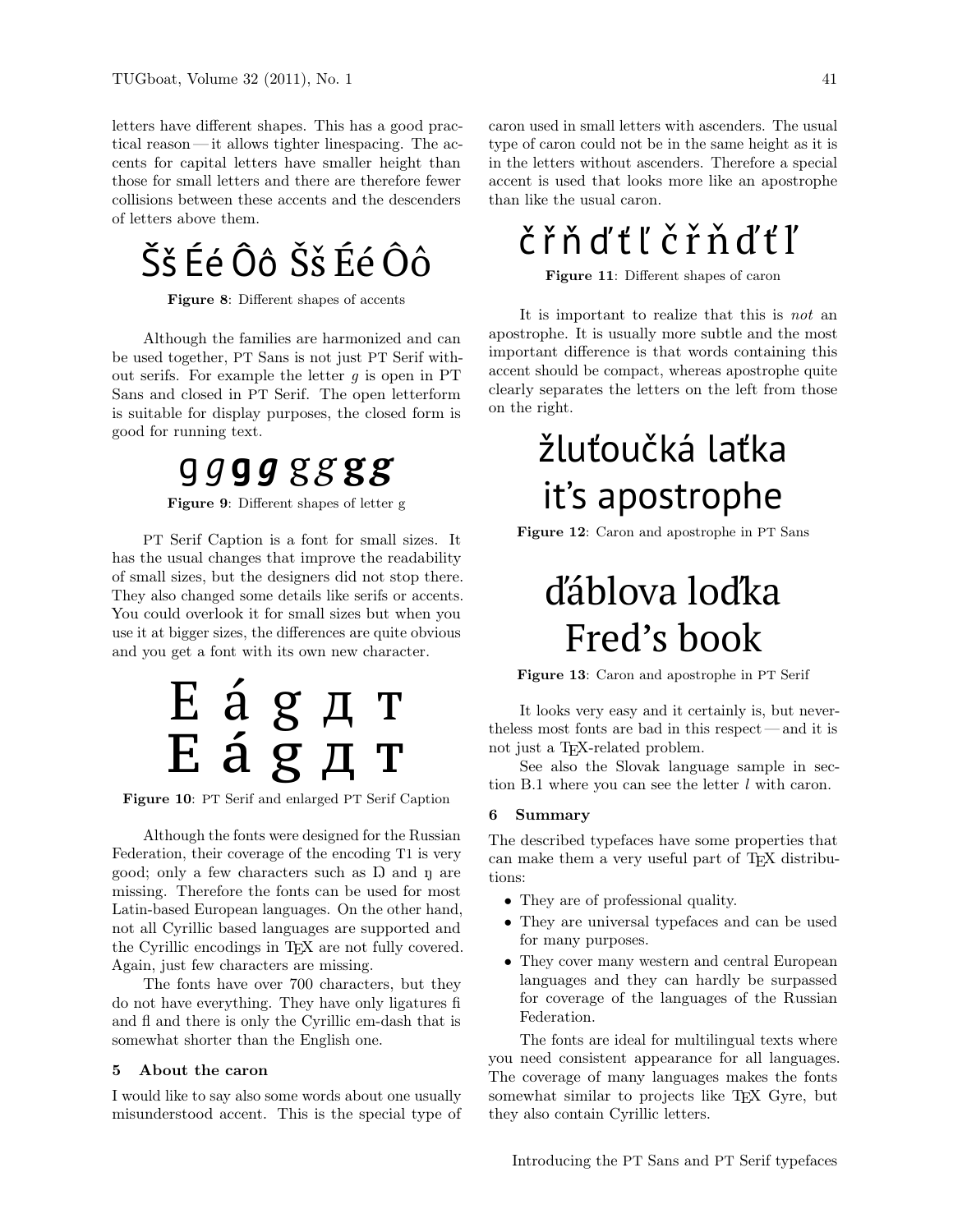letters have different shapes. This has a good practical reason — it allows tighter linespacing. The accents for capital letters have smaller height than those for small letters and there are therefore fewer collisions between these accents and the descenders of letters above them.

Šš Éé Ôô Šš Éé Ôô

**Figure 8**: Different shapes of accents

Although the families are harmonized and can be used together, PT Sans is not just PT Serif without serifs. For example the letter *g* is open in PT Sans and closed in PT Serif. The open letterform is suitable for display purposes, the closed form is good for running text.

g *g* **g** ***g*** g *g* **g** ***g***

**Figure 9**: Different shapes of letter g

PT Serif Caption is a font for small sizes. It has the usual changes that improve the readability of small sizes, but the designers did not stop there. They also changed some details like serifs or accents. You could overlook it for small sizes but when you use it at bigger sizes, the differences are quite obvious and you get a font with its own new character.

E á g д т
E á g д т

**Figure 10**: PT Serif and enlarged PT Serif Caption

Although the fonts were designed for the Russian Federation, their coverage of the encoding T1 is very good; only a few characters such as Ŋ and ŋ are missing. Therefore the fonts can be used for most Latin-based European languages. On the other hand, not all Cyrillic based languages are supported and the Cyrillic encodings in TEX are not fully covered. Again, just few characters are missing.

The fonts have over 700 characters, but they do not have everything. They have only ligatures fi and fl and there is only the Cyrillic em-dash that is somewhat shorter than the English one.

## 5 About the caron

I would like to say also some words about one usually misunderstood accent. This is the special type of caron used in small letters with ascenders. The usual type of caron could not be in the same height as it is in the letters without ascenders. Therefore a special accent is used that looks more like an apostrophe than like the usual caron.

č ř ň ď ť ľ č ř ň ď ť ľ

**Figure 11**: Different shapes of caron

It is important to realize that this is *not* an apostrophe. It is usually more subtle and the most important difference is that words containing this accent should be compact, whereas apostrophe quite clearly separates the letters on the left from those on the right.

žluťoučká laťka
it's apostrophe

**Figure 12**: Caron and apostrophe in PT Sans

ďáblova loďka
Fred's book

**Figure 13**: Caron and apostrophe in PT Serif

It looks very easy and it certainly is, but nevertheless most fonts are bad in this respect — and it is not just a TEX-related problem.

See also the Slovak language sample in section B.1 where you can see the letter *l* with caron.

## 6 Summary

The described typefaces have some properties that can make them a very useful part of TEX distributions:

- They are of professional quality.
- They are universal typefaces and can be used for many purposes.
- They cover many western and central European languages and they can hardly be surpassed for coverage of the languages of the Russian Federation.

The fonts are ideal for multilingual texts where you need consistent appearance for all languages. The coverage of many languages makes the fonts somewhat similar to projects like TEX Gyre, but they also contain Cyrillic letters.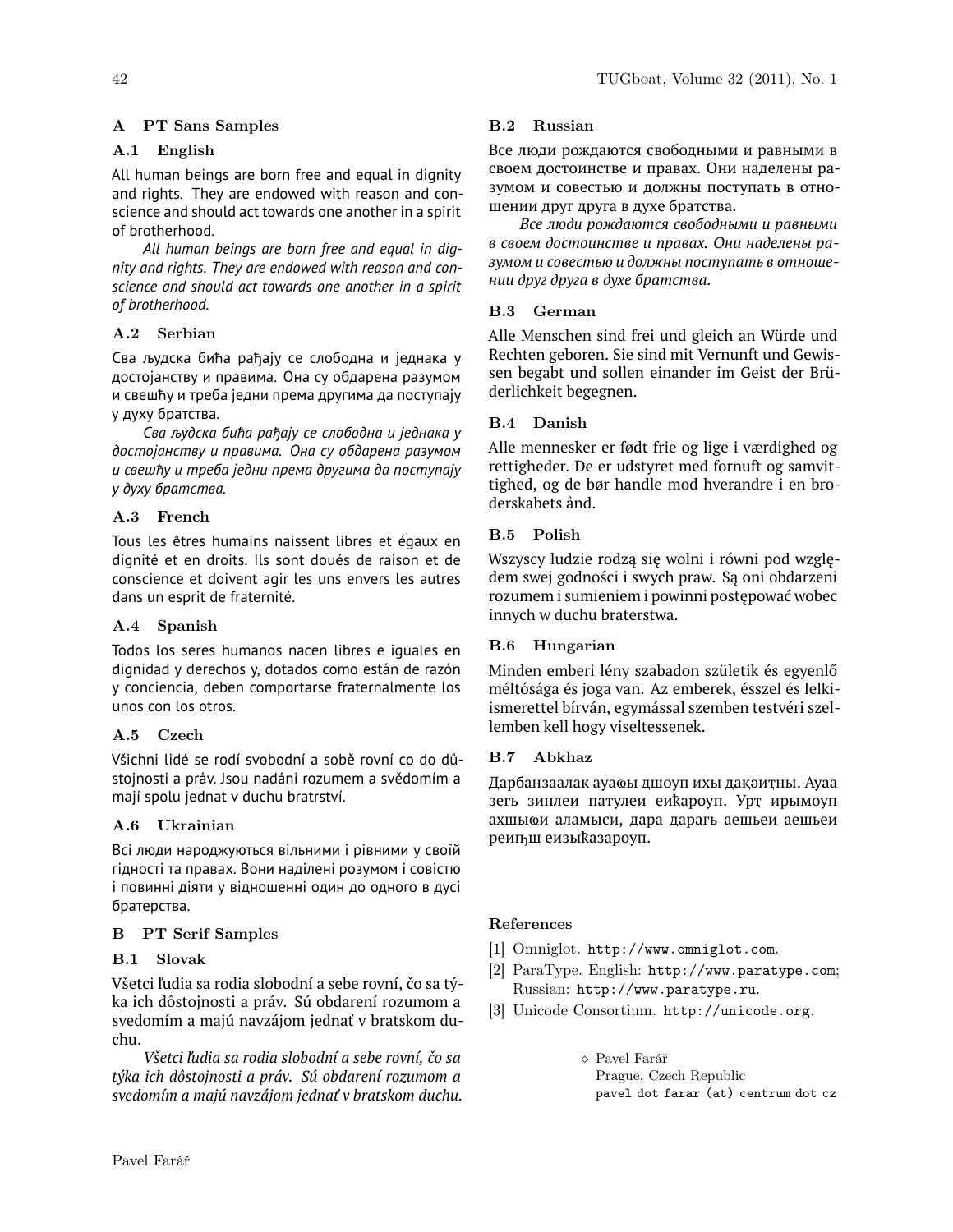## A PT Sans Samples

### A.1 English

All human beings are born free and equal in dignity and rights. They are endowed with reason and conscience and should act towards one another in a spirit of brotherhood.

*All human beings are born free and equal in dignity and rights. They are endowed with reason and conscience and should act towards one another in a spirit of brotherhood.*

### A.2 Serbian

Сва људска бића рађају се слободна и једнака у достојанству и правима. Она су обдарена разумом и свешћу и треба једни према другима да поступају у духу братства.

*Сва људска бића рађају се слободна и једнака у достојанству и правима. Она су обдарена разумом и свешћу и треба једни према другима да поступају у духу братства.*

### A.3 French

Tous les êtres humains naissent libres et égaux en dignité et en droits. Ils sont doués de raison et de conscience et doivent agir les uns envers les autres dans un esprit de fraternité.

### A.4 Spanish

Todos los seres humanos nacen libres e iguales en dignidad y derechos y, dotados como están de razón y conciencia, deben comportarse fraternalmente los unos con los otros.

### A.5 Czech

Všichni lidé se rodí svobodní a sobě rovní co do důstojnosti a práv. Jsou nadáni rozumem a svědomím a mají spolu jednat v duchu bratrství.

### A.6 Ukrainian

Всі люди народжуються вільними і рівними у своїй гідності та правах. Вони наділені розумом і совістю і повинні діяти у відношенні один до одного в дусі братерства.

## B PT Serif Samples

### B.1 Slovak

Všetci ľudia sa rodia slobodní a sebe rovní, čo sa týka ich dôstojnosti a práv. Sú obdarení rozumom a svedomím a majú navzájom jednať v bratskom duchu.

*Všetci ľudia sa rodia slobodní a sebe rovní, čo sa týka ich dôstojnosti a práv. Sú obdarení rozumom a svedomím a majú navzájom jednať v bratskom duchu.*

### B.2 Russian

Все люди рождаются свободными и равными в своем достоинстве и правах. Они наделены разумом и совестью и должны поступать в отношении друг друга в духе братства.

*Все люди рождаются свободными и равными в своем достоинстве и правах. Они наделены разумом и совестью и должны поступать в отношении друг друга в духе братства.*

### B.3 German

Alle Menschen sind frei und gleich an Würde und Rechten geboren. Sie sind mit Vernunft und Gewissen begabt und sollen einander im Geist der Brüderlichkeit begegnen.

### B.4 Danish

Alle mennesker er født frie og lige i værdighed og rettigheder. De er udstyret med fornuft og samvittighed, og de bør handle mod hverandre i en broderskabets ånd.

### B.5 Polish

Wszyscy ludzie rodzą się wolni i równi pod względem swej godności i swych praw. Są oni obdarzeni rozumem i sumieniem i powinni postępować wobec innych w duchu braterstwa.

### B.6 Hungarian

Minden emberi lény szabadon születik és egyenlő méltósága és joga van. Az emberek, ésszel és lelkiismerettel bírván, egymással szemben testvéri szellemben kell hogy viseltessenek.

### B.7 Abkhaz

Дарбанзаалак ауаҩы дшоуп ихы дақәиҭны. Ауаа зегь зинлеи патулеи еиҟароуп. Урҭ ирымоуп ахшыҩи аламыси, дара дарагь аешьеи аешьеи реиҧш еизыҟазароуп.

### References

[1] Omniglot. `http://www.omniglot.com`.

[2] ParaType. English: `http://www.paratype.com`; Russian: `http://www.paratype.ru`.

[3] Unicode Consortium. `http://unicode.org`.

◇ Pavel Farář
Prague, Czech Republic
`pavel dot farar (at) centrum dot cz`